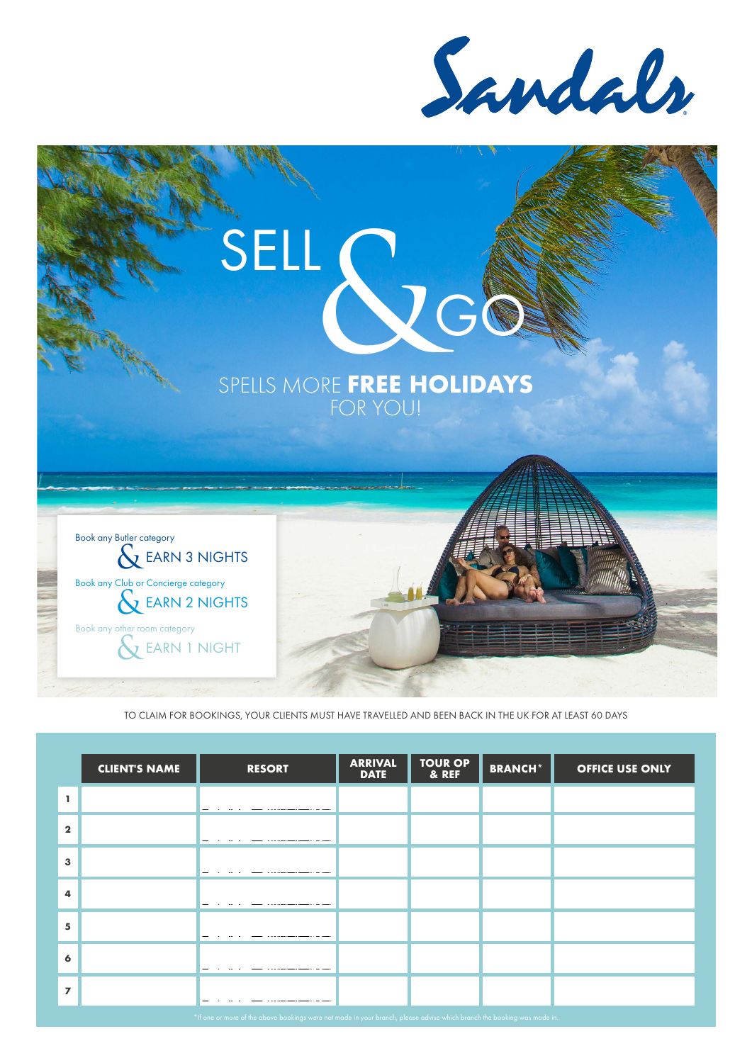# Sandals

# SELL & GO

## SPELLS MORE **FREE HOLIDAYS** FOR YOU!

Book any Butler category
& EARN 3 NIGHTS

Book any Club or Concierge category
& EARN 2 NIGHTS

Book any other room category
& EARN 1 NIGHT

TO CLAIM FOR BOOKINGS, YOUR CLIENTS MUST HAVE TRAVELLED AND BEEN BACK IN THE UK FOR AT LEAST 60 DAYS

| | CLIENT'S NAME | RESORT | ARRIVAL DATE | TOUR OP & REF | BRANCH* | OFFICE USE ONLY |
|---|---|---|---|---|---|---|
| 1 | | | | | | |
| 2 | | | | | | |
| 3 | | | | | | |
| 4 | | | | | | |
| 5 | | | | | | |
| 6 | | | | | | |
| 7 | | | | | | |

*If one or more of the above bookings were not made in your branch, please advise which branch the booking was made in.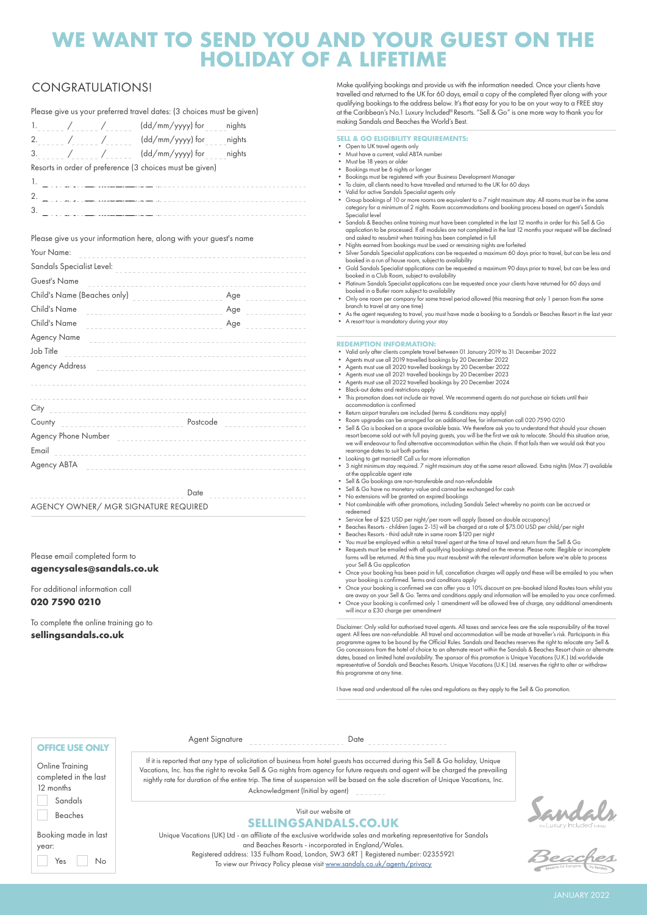# WE WANT TO SEND YOU AND YOUR GUEST ON THE HOLIDAY OF A LIFETIME

## CONGRATULATIONS!

Please give us your preferred travel dates: (3 choices must be given)

1. ____ / ____ / ____ (dd/mm/yyyy) for ____ nights
2. ____ / ____ / ____ (dd/mm/yyyy) for ____ nights
3. ____ / ____ / ____ (dd/mm/yyyy) for ____ nights

Resorts in order of preference (3 choices must be given)

1. ______________________________
2. ______________________________
3. ______________________________

Please give us your information here, along with your guest's name

Your Name: ______________________________

Sandals Specialist Level: ______________________________

Guest's Name ______________________________

Child's Name (Beaches only) ____________ Age ______

Child's Name ____________ Age ______

Child's Name ____________ Age ______

Agency Name ______________________________

Job Title ______________________________

Agency Address ______________________________

______________________________

______________________________

City ______________________________

County ____________ Postcode ____________

Agency Phone Number ______________________________

Email ______________________________

Agency ABTA ______________________________

______________________ Date ____________

AGENCY OWNER/ MGR SIGNATURE REQUIRED

Please email completed form to
**agencysales@sandals.co.uk**

For additional information call
**020 7590 0210**

To complete the online training go to
**sellingsandals.co.uk**

Make qualifying bookings and provide us with the information needed. Once your clients have travelled and returned to the UK for 60 days, email a copy of the completed flyer along with your qualifying bookings to the address below. It's that easy for you to be on your way to a FREE stay at the Caribbean's No.1 Luxury Included® Resorts. "Sell & Go" is one more way to thank you for making Sandals and Beaches the World's Best.

### SELL & GO ELIGIBILITY REQUIREMENTS:

- Open to UK travel agents only
- Must have a current, valid ABTA number
- Must be 18 years or older
- Bookings must be 6 nights or longer
- Bookings must be registered with your Business Development Manager
- To claim, all clients need to have travelled and returned to the UK for 60 days
- Valid for active Sandals Specialist agents only
- Group bookings of 10 or more rooms are equivalent to a 7 night maximum stay. All rooms must be in the same category for a minimum of 2 nights. Room accommodations and booking process based on agent's Sandals Specialist level
- Sandals & Beaches online training must have been completed in the last 12 months in order for this Sell & Go application to be processed. If all modules are not completed in the last 12 months your request will be declined and asked to resubmit when training has been completed in full
- Nights earned from bookings must be used or remaining nights are forfeited
- Silver Sandals Specialist applications can be requested a maximum 60 days prior to travel, but can be less and booked in a run of house room, subject to availability
- Gold Sandals Specialist applications can be requested a maximum 90 days prior to travel, but can be less and booked in a Club Room, subject to availability
- Platinum Sandals Specialist applications can be requested once your clients have returned for 60 days and booked in a Butler room subject to availability
- Only one room per company for same travel period allowed (this meaning that only 1 person from the same branch to travel at any one time)
- As the agent requesting to travel, you must have made a booking to a Sandals or Beaches Resort in the last year
- A resort tour is mandatory during your stay

### REDEMPTION INFORMATION:

- Valid only after clients complete travel between 01 January 2019 to 31 December 2022
- Agents must use all 2019 travelled bookings by 20 December 2022
- Agents must use all 2020 travelled bookings by 20 December 2022
- Agents must use all 2021 travelled bookings by 20 December 2023
- Agents must use all 2022 travelled bookings by 20 December 2024
- Black-out dates and restrictions apply
- This promotion does not include air travel. We recommend agents do not purchase air tickets until their accommodation is confirmed
- Return airport transfers are included (terms & conditions may apply)
- Room upgrades can be arranged for an additional fee, for information call 020 7590 0210
- Sell & Go is booked on a space available basis. We therefore ask you to understand that should your chosen resort become sold out with full paying guests, you will be the first we ask to relocate. Should this situation arise, we will endeavour to find alternative accommodation within the chain. If that fails then we would ask that you rearrange dates to suit both parties
- Looking to get married? Call us for more information
- 3 night minimum stay required. 7 night maximum stay at the same resort allowed. Extra nights (Max 7) available at the applicable agent rate
- Sell & Go bookings are non-transferable and non-refundable
- Sell & Go have no monetary value and cannot be exchanged for cash
- No extensions will be granted on expired bookings
- Not combinable with other promotions, including Sandals Select whereby no points can be accrued or redeemed
- Service fee of $25 USD per night/per room will apply (based on double occupancy)
- Beaches Resorts - children (ages 2-15) will be charged at a rate of $75.00 USD per child/per night
- Beaches Resorts - third adult rate in same room $120 per night
- You must be employed within a retail travel agent at the time of travel and return from the Sell & Go
- Requests must be emailed with all qualifying bookings stated on the reverse. Please note: Illegible or incomplete forms will be returned. At this time you must resubmit with the relevant information before we're able to process your Sell & Go application
- Once your booking has been paid in full, cancellation charges will apply and these will be emailed to you when your booking is confirmed. Terms and conditions apply
- Once your booking is confirmed we can offer you a 10% discount on pre-booked Island Routes tours whilst you are away on your Sell & Go. Terms and conditions apply and information will be emailed to you once confirmed.
- Once your booking is confirmed only 1 amendment will be allowed free of charge, any additional amendments will incur a £30 charge per amendment

Disclaimer: Only valid for authorised travel agents. All taxes and service fees are the sole responsibility of the travel agent. All fees are non-refundable. All travel and accommodation will be made at traveller's risk. Participants in this programme agree to be bound by the Official Rules. Sandals and Beaches reserves the right to relocate any Sell & Go concessions from the hotel of choice to an alternate resort within the Sandals & Beaches Resort chain or alternate dates, based on limited hotel availability. The sponsor of this promotion is Unique Vacations (U.K.) Ltd.worldwide representative of Sandals and Beaches Resorts. Unique Vacations (U.K.) Ltd. reserves the right to alter or withdraw this programme at any time.

I have read and understood all the rules and regulations as they apply to the Sell & Go promotion.

Agent Signature ____________ Date ____________

If it is reported that any type of solicitation of business from hotel guests has occurred during this Sell & Go holiday, Unique Vacations, Inc. has the right to revoke Sell & Go nights from agency for future requests and agent will be charged the prevailing nightly rate for duration of the entire trip. The time of suspension will be based on the sole discretion of Unique Vacations, Inc.

Acknowledgment (Initial by agent) ______

**OFFICE USE ONLY**

Online Training completed in the last 12 months

- ☐ Sandals
- ☐ Beaches

Booking made in last year:

☐ Yes ☐ No

Visit our website at

**SELLINGSANDALS.CO.UK**

Unique Vacations (UK) Ltd - an affiliate of the exclusive worldwide sales and marketing representative for Sandals and Beaches Resorts - incorporated in England/Wales.
Registered address: 135 Fulham Road, London, SW3 6RT | Registered number: 02355921
To view our Privacy Policy please visit www.sandals.co.uk/agents/privacy

Sandals — the Luxury Included® holiday

Beaches — Resorts for Everyone by Sandals

JANUARY 2022